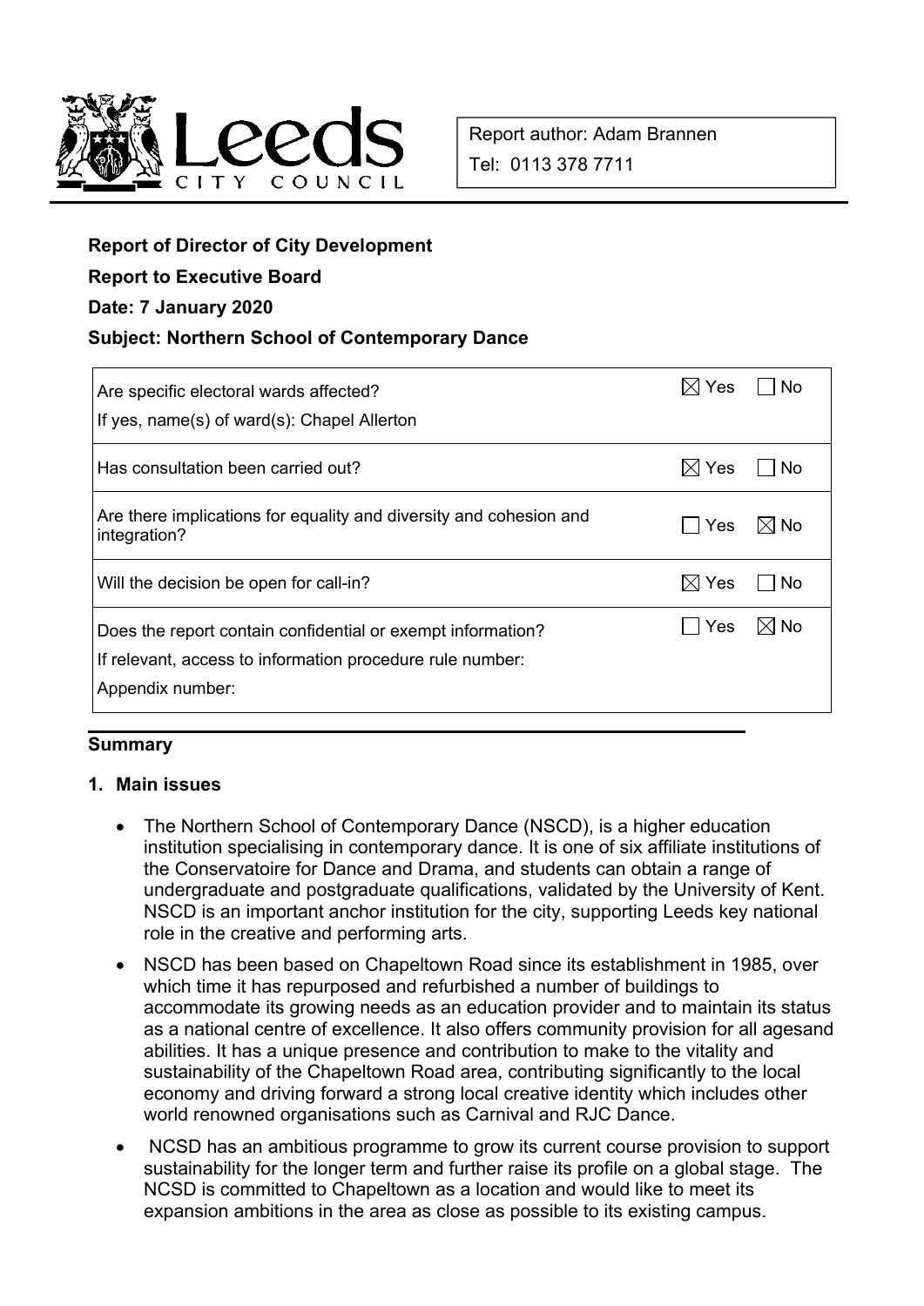Report author: Adam Brannen

Tel: 0113 378 7711

**Report of Director of City Development**

**Report to Executive Board**

**Date: 7 January 2020**

**Subject: Northern School of Contemporary Dance**

| | | |
|---|---|---|
| Are specific electoral wards affected?<br>If yes, name(s) of ward(s): Chapel Allerton | ☒ Yes | ☐ No |
| Has consultation been carried out? | ☒ Yes | ☐ No |
| Are there implications for equality and diversity and cohesion and integration? | ☐ Yes | ☒ No |
| Will the decision be open for call-in? | ☒ Yes | ☐ No |
| Does the report contain confidential or exempt information?<br>If relevant, access to information procedure rule number:<br>Appendix number: | ☐ Yes | ☒ No |

## Summary

### 1. Main issues

- The Northern School of Contemporary Dance (NSCD), is a higher education institution specialising in contemporary dance. It is one of six affiliate institutions of the Conservatoire for Dance and Drama, and students can obtain a range of undergraduate and postgraduate qualifications, validated by the University of Kent. NSCD is an important anchor institution for the city, supporting Leeds key national role in the creative and performing arts.
- NSCD has been based on Chapeltown Road since its establishment in 1985, over which time it has repurposed and refurbished a number of buildings to accommodate its growing needs as an education provider and to maintain its status as a national centre of excellence. It also offers community provision for all agesand abilities. It has a unique presence and contribution to make to the vitality and sustainability of the Chapeltown Road area, contributing significantly to the local economy and driving forward a strong local creative identity which includes other world renowned organisations such as Carnival and RJC Dance.
- NCSD has an ambitious programme to grow its current course provision to support sustainability for the longer term and further raise its profile on a global stage. The NCSD is committed to Chapeltown as a location and would like to meet its expansion ambitions in the area as close as possible to its existing campus.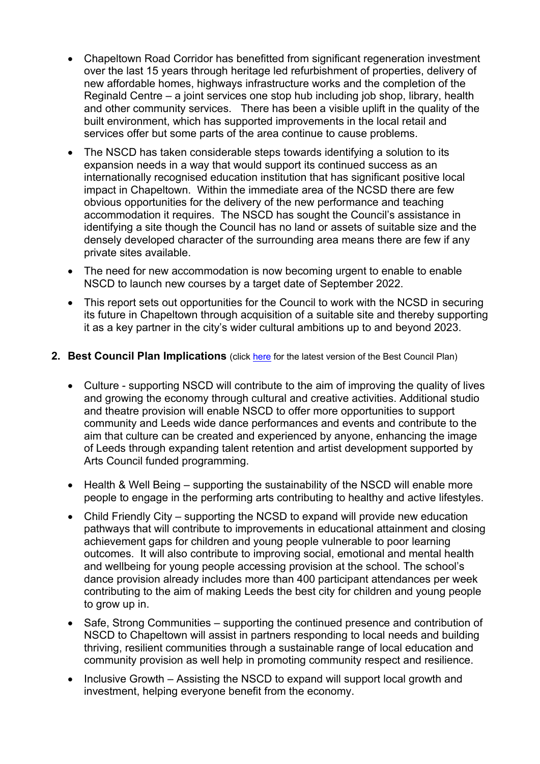- Chapeltown Road Corridor has benefitted from significant regeneration investment over the last 15 years through heritage led refurbishment of properties, delivery of new affordable homes, highways infrastructure works and the completion of the Reginald Centre – a joint services one stop hub including job shop, library, health and other community services. There has been a visible uplift in the quality of the built environment, which has supported improvements in the local retail and services offer but some parts of the area continue to cause problems.
- The NSCD has taken considerable steps towards identifying a solution to its expansion needs in a way that would support its continued success as an internationally recognised education institution that has significant positive local impact in Chapeltown. Within the immediate area of the NCSD there are few obvious opportunities for the delivery of the new performance and teaching accommodation it requires. The NSCD has sought the Council's assistance in identifying a site though the Council has no land or assets of suitable size and the densely developed character of the surrounding area means there are few if any private sites available.
- The need for new accommodation is now becoming urgent to enable to enable NSCD to launch new courses by a target date of September 2022.
- This report sets out opportunities for the Council to work with the NCSD in securing its future in Chapeltown through acquisition of a suitable site and thereby supporting it as a key partner in the city's wider cultural ambitions up to and beyond 2023.

## 2. Best Council Plan Implications (click here for the latest version of the Best Council Plan)

- Culture - supporting NSCD will contribute to the aim of improving the quality of lives and growing the economy through cultural and creative activities. Additional studio and theatre provision will enable NSCD to offer more opportunities to support community and Leeds wide dance performances and events and contribute to the aim that culture can be created and experienced by anyone, enhancing the image of Leeds through expanding talent retention and artist development supported by Arts Council funded programming.
- Health & Well Being – supporting the sustainability of the NSCD will enable more people to engage in the performing arts contributing to healthy and active lifestyles.
- Child Friendly City – supporting the NCSD to expand will provide new education pathways that will contribute to improvements in educational attainment and closing achievement gaps for children and young people vulnerable to poor learning outcomes. It will also contribute to improving social, emotional and mental health and wellbeing for young people accessing provision at the school. The school's dance provision already includes more than 400 participant attendances per week contributing to the aim of making Leeds the best city for children and young people to grow up in.
- Safe, Strong Communities – supporting the continued presence and contribution of NSCD to Chapeltown will assist in partners responding to local needs and building thriving, resilient communities through a sustainable range of local education and community provision as well help in promoting community respect and resilience.
- Inclusive Growth – Assisting the NSCD to expand will support local growth and investment, helping everyone benefit from the economy.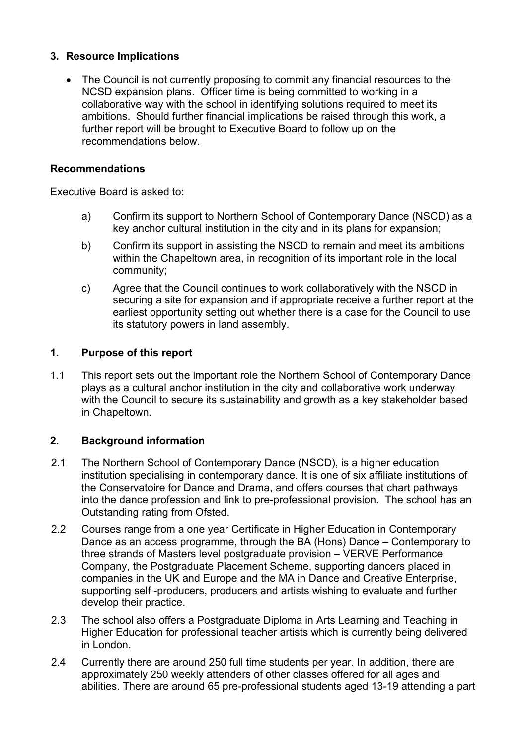## 3. Resource Implications

- The Council is not currently proposing to commit any financial resources to the NCSD expansion plans. Officer time is being committed to working in a collaborative way with the school in identifying solutions required to meet its ambitions. Should further financial implications be raised through this work, a further report will be brought to Executive Board to follow up on the recommendations below.

## Recommendations

Executive Board is asked to:

a) Confirm its support to Northern School of Contemporary Dance (NSCD) as a key anchor cultural institution in the city and in its plans for expansion;

b) Confirm its support in assisting the NSCD to remain and meet its ambitions within the Chapeltown area, in recognition of its important role in the local community;

c) Agree that the Council continues to work collaboratively with the NSCD in securing a site for expansion and if appropriate receive a further report at the earliest opportunity setting out whether there is a case for the Council to use its statutory powers in land assembly.

## 1. Purpose of this report

1.1 This report sets out the important role the Northern School of Contemporary Dance plays as a cultural anchor institution in the city and collaborative work underway with the Council to secure its sustainability and growth as a key stakeholder based in Chapeltown.

## 2. Background information

2.1 The Northern School of Contemporary Dance (NSCD), is a higher education institution specialising in contemporary dance. It is one of six affiliate institutions of the Conservatoire for Dance and Drama, and offers courses that chart pathways into the dance profession and link to pre-professional provision. The school has an Outstanding rating from Ofsted.

2.2 Courses range from a one year Certificate in Higher Education in Contemporary Dance as an access programme, through the BA (Hons) Dance – Contemporary to three strands of Masters level postgraduate provision – VERVE Performance Company, the Postgraduate Placement Scheme, supporting dancers placed in companies in the UK and Europe and the MA in Dance and Creative Enterprise, supporting self -producers, producers and artists wishing to evaluate and further develop their practice.

2.3 The school also offers a Postgraduate Diploma in Arts Learning and Teaching in Higher Education for professional teacher artists which is currently being delivered in London.

2.4 Currently there are around 250 full time students per year. In addition, there are approximately 250 weekly attenders of other classes offered for all ages and abilities. There are around 65 pre-professional students aged 13-19 attending a part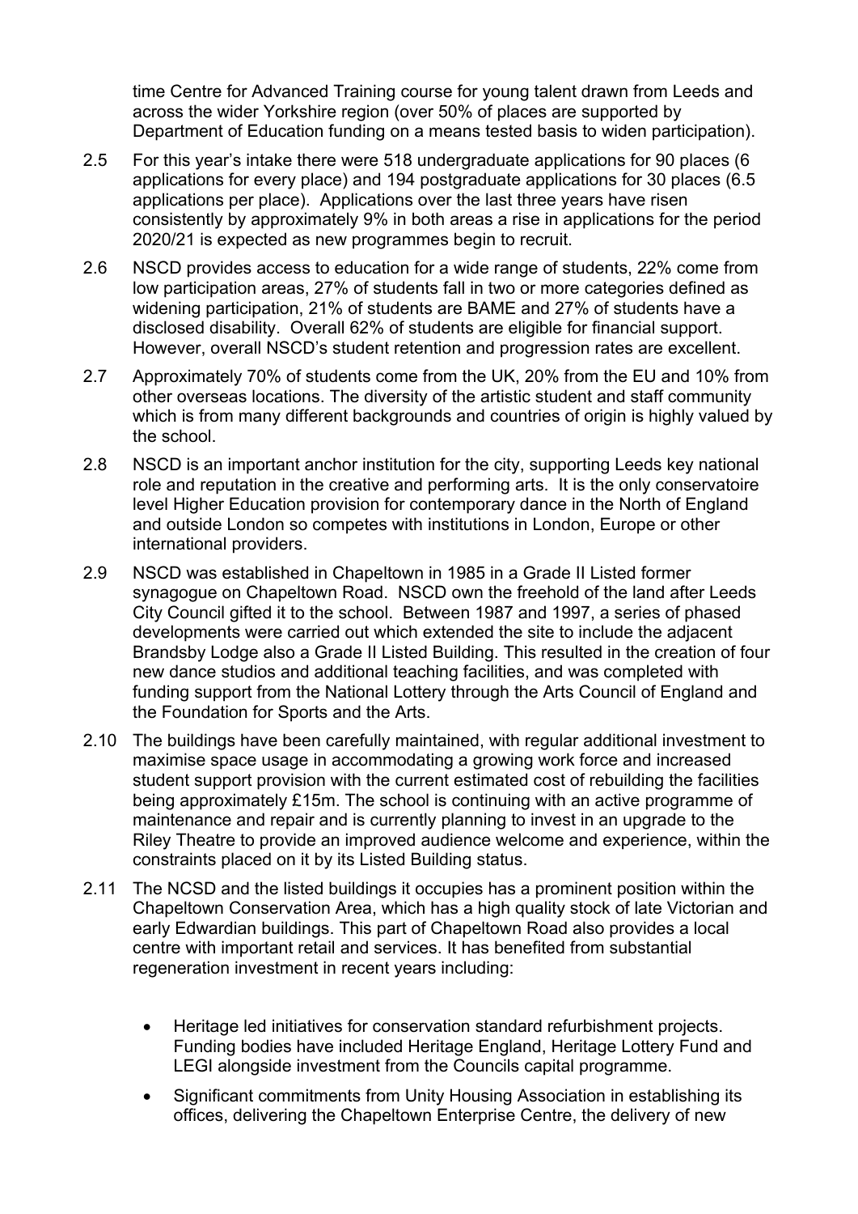time Centre for Advanced Training course for young talent drawn from Leeds and across the wider Yorkshire region (over 50% of places are supported by Department of Education funding on a means tested basis to widen participation).

2.5 For this year's intake there were 518 undergraduate applications for 90 places (6 applications for every place) and 194 postgraduate applications for 30 places (6.5 applications per place). Applications over the last three years have risen consistently by approximately 9% in both areas a rise in applications for the period 2020/21 is expected as new programmes begin to recruit.

2.6 NSCD provides access to education for a wide range of students, 22% come from low participation areas, 27% of students fall in two or more categories defined as widening participation, 21% of students are BAME and 27% of students have a disclosed disability. Overall 62% of students are eligible for financial support. However, overall NSCD's student retention and progression rates are excellent.

2.7 Approximately 70% of students come from the UK, 20% from the EU and 10% from other overseas locations. The diversity of the artistic student and staff community which is from many different backgrounds and countries of origin is highly valued by the school.

2.8 NSCD is an important anchor institution for the city, supporting Leeds key national role and reputation in the creative and performing arts. It is the only conservatoire level Higher Education provision for contemporary dance in the North of England and outside London so competes with institutions in London, Europe or other international providers.

2.9 NSCD was established in Chapeltown in 1985 in a Grade II Listed former synagogue on Chapeltown Road. NSCD own the freehold of the land after Leeds City Council gifted it to the school. Between 1987 and 1997, a series of phased developments were carried out which extended the site to include the adjacent Brandsby Lodge also a Grade II Listed Building. This resulted in the creation of four new dance studios and additional teaching facilities, and was completed with funding support from the National Lottery through the Arts Council of England and the Foundation for Sports and the Arts.

2.10 The buildings have been carefully maintained, with regular additional investment to maximise space usage in accommodating a growing work force and increased student support provision with the current estimated cost of rebuilding the facilities being approximately £15m. The school is continuing with an active programme of maintenance and repair and is currently planning to invest in an upgrade to the Riley Theatre to provide an improved audience welcome and experience, within the constraints placed on it by its Listed Building status.

2.11 The NCSD and the listed buildings it occupies has a prominent position within the Chapeltown Conservation Area, which has a high quality stock of late Victorian and early Edwardian buildings. This part of Chapeltown Road also provides a local centre with important retail and services. It has benefited from substantial regeneration investment in recent years including:

- Heritage led initiatives for conservation standard refurbishment projects. Funding bodies have included Heritage England, Heritage Lottery Fund and LEGI alongside investment from the Councils capital programme.
- Significant commitments from Unity Housing Association in establishing its offices, delivering the Chapeltown Enterprise Centre, the delivery of new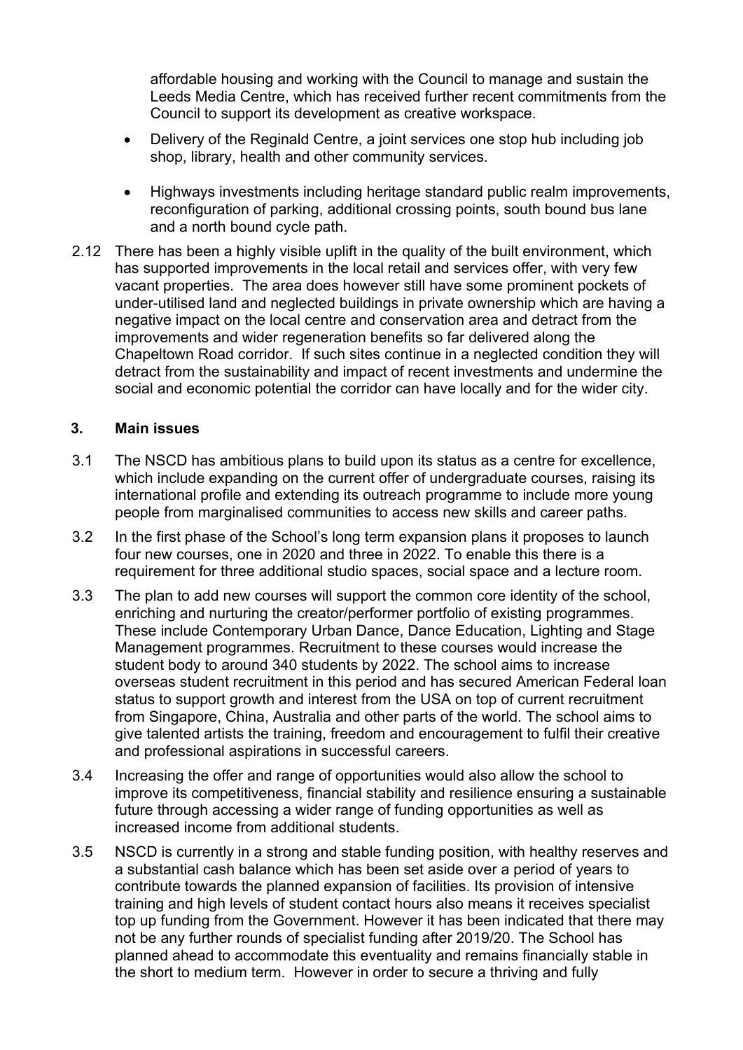affordable housing and working with the Council to manage and sustain the Leeds Media Centre, which has received further recent commitments from the Council to support its development as creative workspace.

- Delivery of the Reginald Centre, a joint services one stop hub including job shop, library, health and other community services.
- Highways investments including heritage standard public realm improvements, reconfiguration of parking, additional crossing points, south bound bus lane and a north bound cycle path.

2.12 There has been a highly visible uplift in the quality of the built environment, which has supported improvements in the local retail and services offer, with very few vacant properties. The area does however still have some prominent pockets of under-utilised land and neglected buildings in private ownership which are having a negative impact on the local centre and conservation area and detract from the improvements and wider regeneration benefits so far delivered along the Chapeltown Road corridor. If such sites continue in a neglected condition they will detract from the sustainability and impact of recent investments and undermine the social and economic potential the corridor can have locally and for the wider city.

## 3. Main issues

3.1 The NSCD has ambitious plans to build upon its status as a centre for excellence, which include expanding on the current offer of undergraduate courses, raising its international profile and extending its outreach programme to include more young people from marginalised communities to access new skills and career paths.

3.2 In the first phase of the School's long term expansion plans it proposes to launch four new courses, one in 2020 and three in 2022. To enable this there is a requirement for three additional studio spaces, social space and a lecture room.

3.3 The plan to add new courses will support the common core identity of the school, enriching and nurturing the creator/performer portfolio of existing programmes. These include Contemporary Urban Dance, Dance Education, Lighting and Stage Management programmes. Recruitment to these courses would increase the student body to around 340 students by 2022. The school aims to increase overseas student recruitment in this period and has secured American Federal loan status to support growth and interest from the USA on top of current recruitment from Singapore, China, Australia and other parts of the world. The school aims to give talented artists the training, freedom and encouragement to fulfil their creative and professional aspirations in successful careers.

3.4 Increasing the offer and range of opportunities would also allow the school to improve its competitiveness, financial stability and resilience ensuring a sustainable future through accessing a wider range of funding opportunities as well as increased income from additional students.

3.5 NSCD is currently in a strong and stable funding position, with healthy reserves and a substantial cash balance which has been set aside over a period of years to contribute towards the planned expansion of facilities. Its provision of intensive training and high levels of student contact hours also means it receives specialist top up funding from the Government. However it has been indicated that there may not be any further rounds of specialist funding after 2019/20. The School has planned ahead to accommodate this eventuality and remains financially stable in the short to medium term. However in order to secure a thriving and fully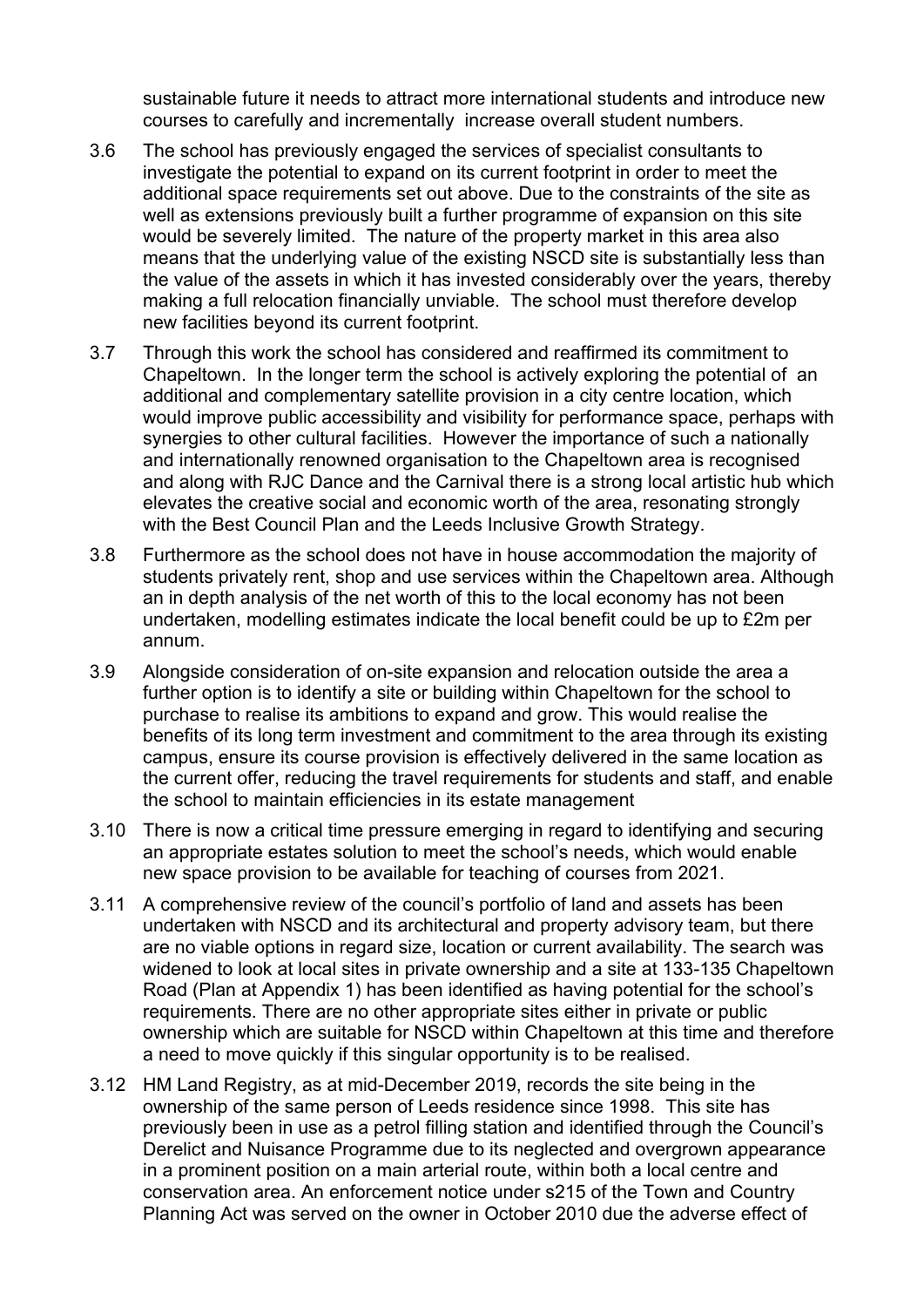sustainable future it needs to attract more international students and introduce new courses to carefully and incrementally increase overall student numbers.

3.6 The school has previously engaged the services of specialist consultants to investigate the potential to expand on its current footprint in order to meet the additional space requirements set out above. Due to the constraints of the site as well as extensions previously built a further programme of expansion on this site would be severely limited. The nature of the property market in this area also means that the underlying value of the existing NSCD site is substantially less than the value of the assets in which it has invested considerably over the years, thereby making a full relocation financially unviable. The school must therefore develop new facilities beyond its current footprint.

3.7 Through this work the school has considered and reaffirmed its commitment to Chapeltown. In the longer term the school is actively exploring the potential of an additional and complementary satellite provision in a city centre location, which would improve public accessibility and visibility for performance space, perhaps with synergies to other cultural facilities. However the importance of such a nationally and internationally renowned organisation to the Chapeltown area is recognised and along with RJC Dance and the Carnival there is a strong local artistic hub which elevates the creative social and economic worth of the area, resonating strongly with the Best Council Plan and the Leeds Inclusive Growth Strategy.

3.8 Furthermore as the school does not have in house accommodation the majority of students privately rent, shop and use services within the Chapeltown area. Although an in depth analysis of the net worth of this to the local economy has not been undertaken, modelling estimates indicate the local benefit could be up to £2m per annum.

3.9 Alongside consideration of on-site expansion and relocation outside the area a further option is to identify a site or building within Chapeltown for the school to purchase to realise its ambitions to expand and grow. This would realise the benefits of its long term investment and commitment to the area through its existing campus, ensure its course provision is effectively delivered in the same location as the current offer, reducing the travel requirements for students and staff, and enable the school to maintain efficiencies in its estate management

3.10 There is now a critical time pressure emerging in regard to identifying and securing an appropriate estates solution to meet the school's needs, which would enable new space provision to be available for teaching of courses from 2021.

3.11 A comprehensive review of the council's portfolio of land and assets has been undertaken with NSCD and its architectural and property advisory team, but there are no viable options in regard size, location or current availability. The search was widened to look at local sites in private ownership and a site at 133-135 Chapeltown Road (Plan at Appendix 1) has been identified as having potential for the school's requirements. There are no other appropriate sites either in private or public ownership which are suitable for NSCD within Chapeltown at this time and therefore a need to move quickly if this singular opportunity is to be realised.

3.12 HM Land Registry, as at mid-December 2019, records the site being in the ownership of the same person of Leeds residence since 1998. This site has previously been in use as a petrol filling station and identified through the Council's Derelict and Nuisance Programme due to its neglected and overgrown appearance in a prominent position on a main arterial route, within both a local centre and conservation area. An enforcement notice under s215 of the Town and Country Planning Act was served on the owner in October 2010 due the adverse effect of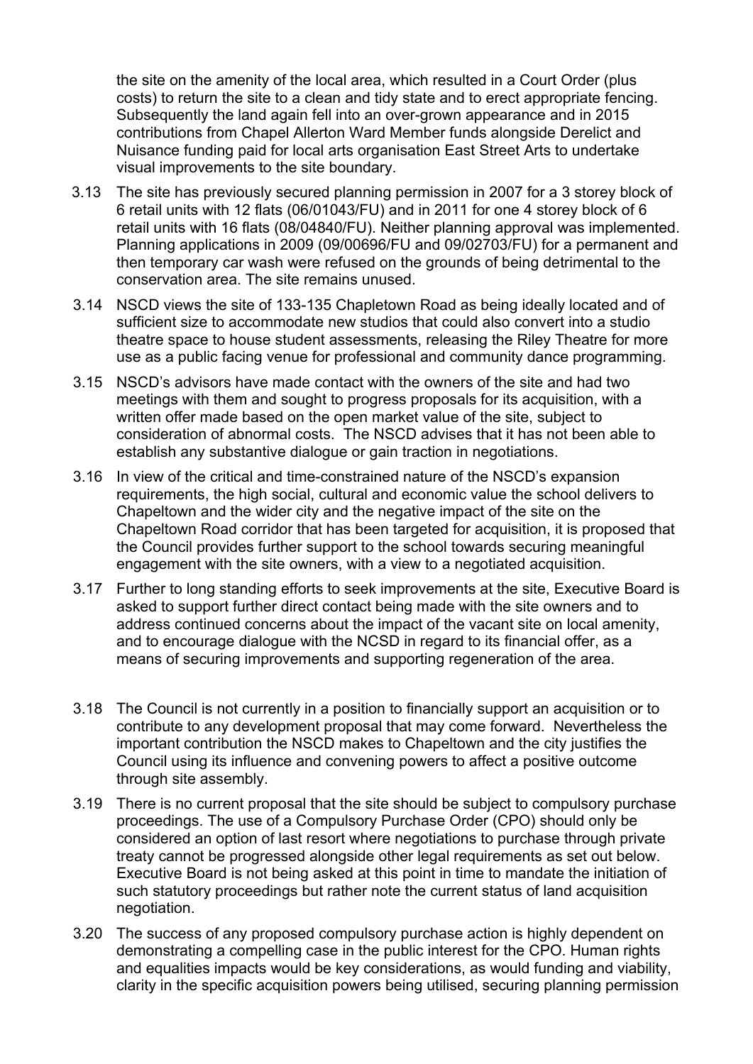the site on the amenity of the local area, which resulted in a Court Order (plus costs) to return the site to a clean and tidy state and to erect appropriate fencing. Subsequently the land again fell into an over-grown appearance and in 2015 contributions from Chapel Allerton Ward Member funds alongside Derelict and Nuisance funding paid for local arts organisation East Street Arts to undertake visual improvements to the site boundary.

3.13 The site has previously secured planning permission in 2007 for a 3 storey block of 6 retail units with 12 flats (06/01043/FU) and in 2011 for one 4 storey block of 6 retail units with 16 flats (08/04840/FU). Neither planning approval was implemented. Planning applications in 2009 (09/00696/FU and 09/02703/FU) for a permanent and then temporary car wash were refused on the grounds of being detrimental to the conservation area. The site remains unused.

3.14 NSCD views the site of 133-135 Chapletown Road as being ideally located and of sufficient size to accommodate new studios that could also convert into a studio theatre space to house student assessments, releasing the Riley Theatre for more use as a public facing venue for professional and community dance programming.

3.15 NSCD's advisors have made contact with the owners of the site and had two meetings with them and sought to progress proposals for its acquisition, with a written offer made based on the open market value of the site, subject to consideration of abnormal costs. The NSCD advises that it has not been able to establish any substantive dialogue or gain traction in negotiations.

3.16 In view of the critical and time-constrained nature of the NSCD's expansion requirements, the high social, cultural and economic value the school delivers to Chapeltown and the wider city and the negative impact of the site on the Chapeltown Road corridor that has been targeted for acquisition, it is proposed that the Council provides further support to the school towards securing meaningful engagement with the site owners, with a view to a negotiated acquisition.

3.17 Further to long standing efforts to seek improvements at the site, Executive Board is asked to support further direct contact being made with the site owners and to address continued concerns about the impact of the vacant site on local amenity, and to encourage dialogue with the NCSD in regard to its financial offer, as a means of securing improvements and supporting regeneration of the area.

3.18 The Council is not currently in a position to financially support an acquisition or to contribute to any development proposal that may come forward. Nevertheless the important contribution the NSCD makes to Chapeltown and the city justifies the Council using its influence and convening powers to affect a positive outcome through site assembly.

3.19 There is no current proposal that the site should be subject to compulsory purchase proceedings. The use of a Compulsory Purchase Order (CPO) should only be considered an option of last resort where negotiations to purchase through private treaty cannot be progressed alongside other legal requirements as set out below. Executive Board is not being asked at this point in time to mandate the initiation of such statutory proceedings but rather note the current status of land acquisition negotiation.

3.20 The success of any proposed compulsory purchase action is highly dependent on demonstrating a compelling case in the public interest for the CPO. Human rights and equalities impacts would be key considerations, as would funding and viability, clarity in the specific acquisition powers being utilised, securing planning permission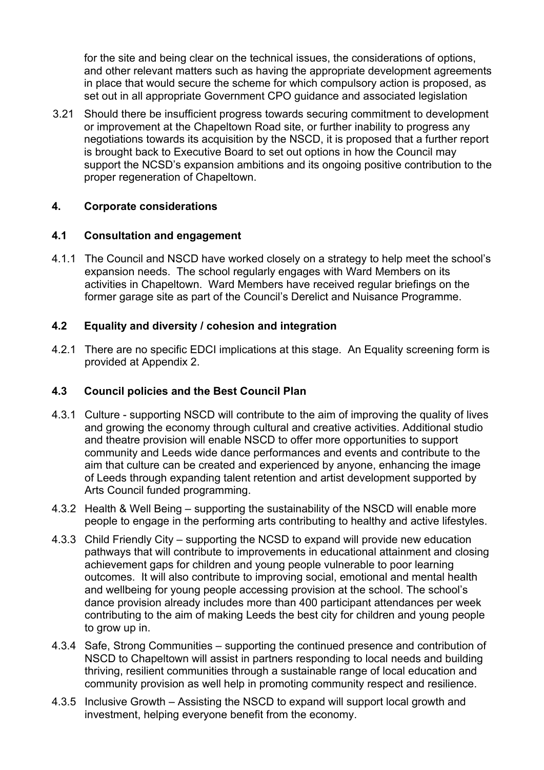for the site and being clear on the technical issues, the considerations of options, and other relevant matters such as having the appropriate development agreements in place that would secure the scheme for which compulsory action is proposed, as set out in all appropriate Government CPO guidance and associated legislation

3.21 Should there be insufficient progress towards securing commitment to development or improvement at the Chapeltown Road site, or further inability to progress any negotiations towards its acquisition by the NSCD, it is proposed that a further report is brought back to Executive Board to set out options in how the Council may support the NCSD's expansion ambitions and its ongoing positive contribution to the proper regeneration of Chapeltown.

## 4. Corporate considerations

### 4.1 Consultation and engagement

4.1.1 The Council and NSCD have worked closely on a strategy to help meet the school's expansion needs. The school regularly engages with Ward Members on its activities in Chapeltown. Ward Members have received regular briefings on the former garage site as part of the Council's Derelict and Nuisance Programme.

### 4.2 Equality and diversity / cohesion and integration

4.2.1 There are no specific EDCI implications at this stage. An Equality screening form is provided at Appendix 2.

### 4.3 Council policies and the Best Council Plan

4.3.1 Culture - supporting NSCD will contribute to the aim of improving the quality of lives and growing the economy through cultural and creative activities. Additional studio and theatre provision will enable NSCD to offer more opportunities to support community and Leeds wide dance performances and events and contribute to the aim that culture can be created and experienced by anyone, enhancing the image of Leeds through expanding talent retention and artist development supported by Arts Council funded programming.

4.3.2 Health & Well Being – supporting the sustainability of the NSCD will enable more people to engage in the performing arts contributing to healthy and active lifestyles.

4.3.3 Child Friendly City – supporting the NCSD to expand will provide new education pathways that will contribute to improvements in educational attainment and closing achievement gaps for children and young people vulnerable to poor learning outcomes. It will also contribute to improving social, emotional and mental health and wellbeing for young people accessing provision at the school. The school's dance provision already includes more than 400 participant attendances per week contributing to the aim of making Leeds the best city for children and young people to grow up in.

4.3.4 Safe, Strong Communities – supporting the continued presence and contribution of NSCD to Chapeltown will assist in partners responding to local needs and building thriving, resilient communities through a sustainable range of local education and community provision as well help in promoting community respect and resilience.

4.3.5 Inclusive Growth – Assisting the NSCD to expand will support local growth and investment, helping everyone benefit from the economy.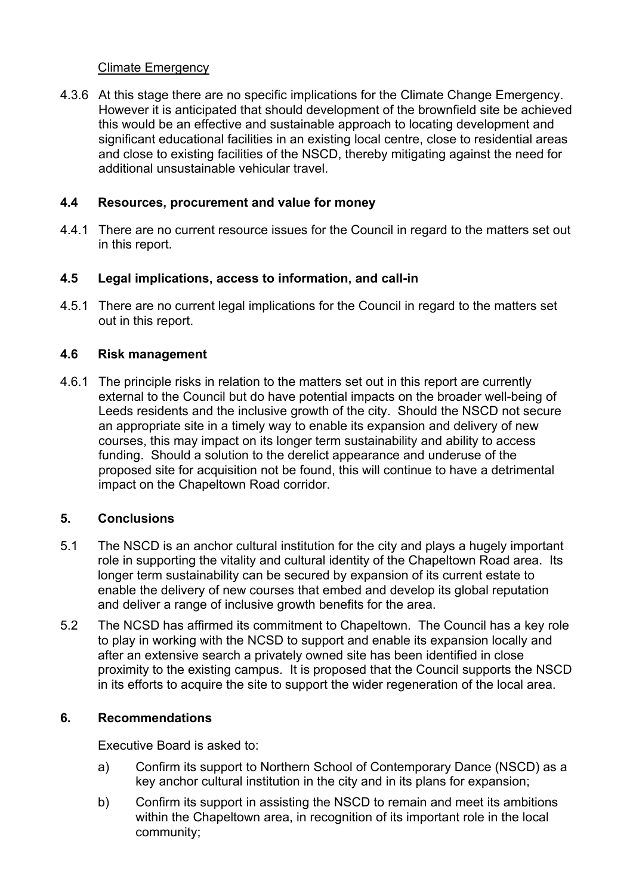Climate Emergency

4.3.6 At this stage there are no specific implications for the Climate Change Emergency. However it is anticipated that should development of the brownfield site be achieved this would be an effective and sustainable approach to locating development and significant educational facilities in an existing local centre, close to residential areas and close to existing facilities of the NSCD, thereby mitigating against the need for additional unsustainable vehicular travel.

### 4.4 Resources, procurement and value for money

4.4.1 There are no current resource issues for the Council in regard to the matters set out in this report.

### 4.5 Legal implications, access to information, and call-in

4.5.1 There are no current legal implications for the Council in regard to the matters set out in this report.

### 4.6 Risk management

4.6.1 The principle risks in relation to the matters set out in this report are currently external to the Council but do have potential impacts on the broader well-being of Leeds residents and the inclusive growth of the city. Should the NSCD not secure an appropriate site in a timely way to enable its expansion and delivery of new courses, this may impact on its longer term sustainability and ability to access funding. Should a solution to the derelict appearance and underuse of the proposed site for acquisition not be found, this will continue to have a detrimental impact on the Chapeltown Road corridor.

## 5. Conclusions

5.1 The NSCD is an anchor cultural institution for the city and plays a hugely important role in supporting the vitality and cultural identity of the Chapeltown Road area. Its longer term sustainability can be secured by expansion of its current estate to enable the delivery of new courses that embed and develop its global reputation and deliver a range of inclusive growth benefits for the area.

5.2 The NCSD has affirmed its commitment to Chapeltown. The Council has a key role to play in working with the NCSD to support and enable its expansion locally and after an extensive search a privately owned site has been identified in close proximity to the existing campus. It is proposed that the Council supports the NSCD in its efforts to acquire the site to support the wider regeneration of the local area.

## 6. Recommendations

Executive Board is asked to:

a) Confirm its support to Northern School of Contemporary Dance (NSCD) as a key anchor cultural institution in the city and in its plans for expansion;

b) Confirm its support in assisting the NSCD to remain and meet its ambitions within the Chapeltown area, in recognition of its important role in the local community;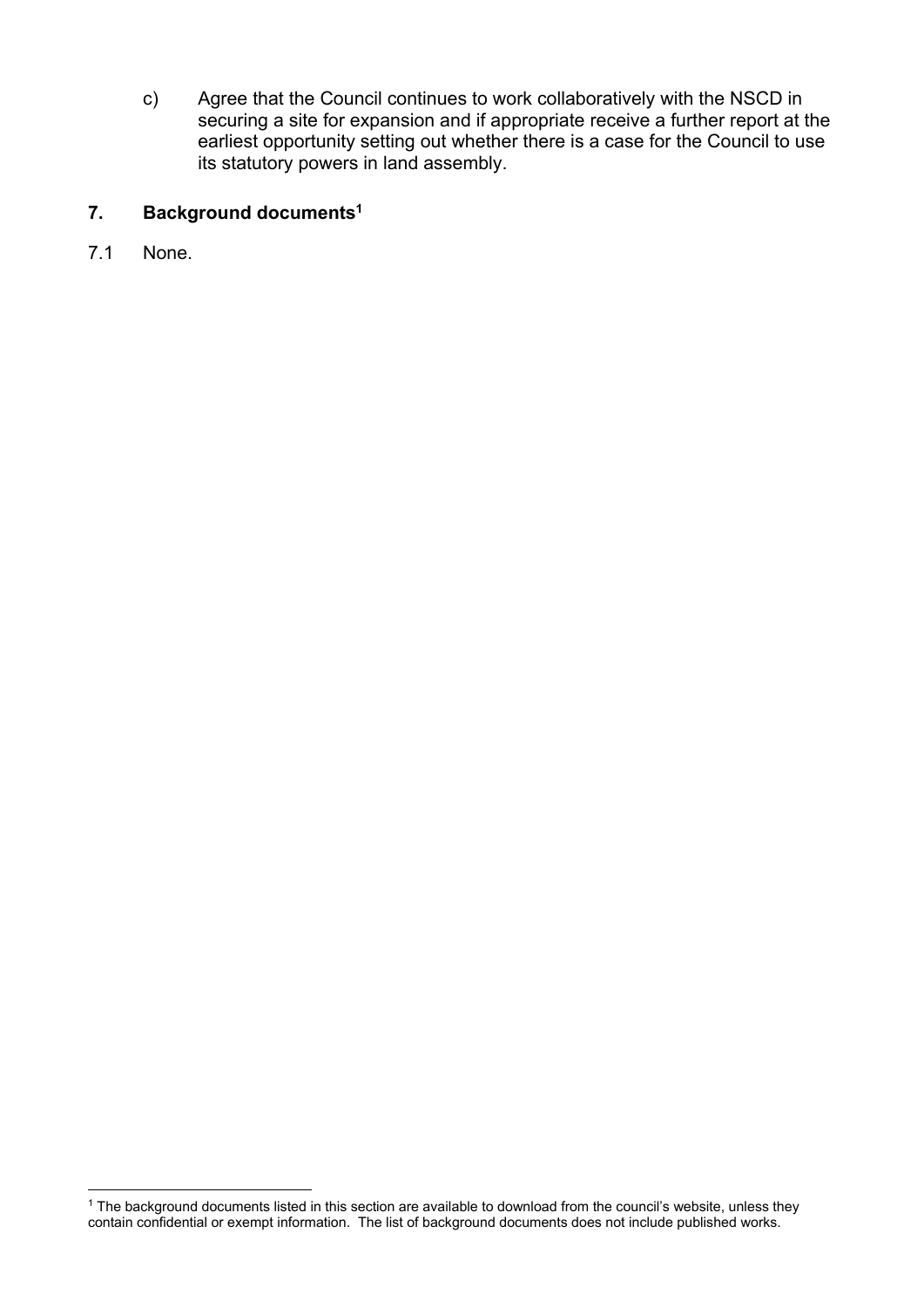c) Agree that the Council continues to work collaboratively with the NSCD in securing a site for expansion and if appropriate receive a further report at the earliest opportunity setting out whether there is a case for the Council to use its statutory powers in land assembly.

## 7. Background documents[1]

7.1 None.

[1] The background documents listed in this section are available to download from the council's website, unless they contain confidential or exempt information. The list of background documents does not include published works.